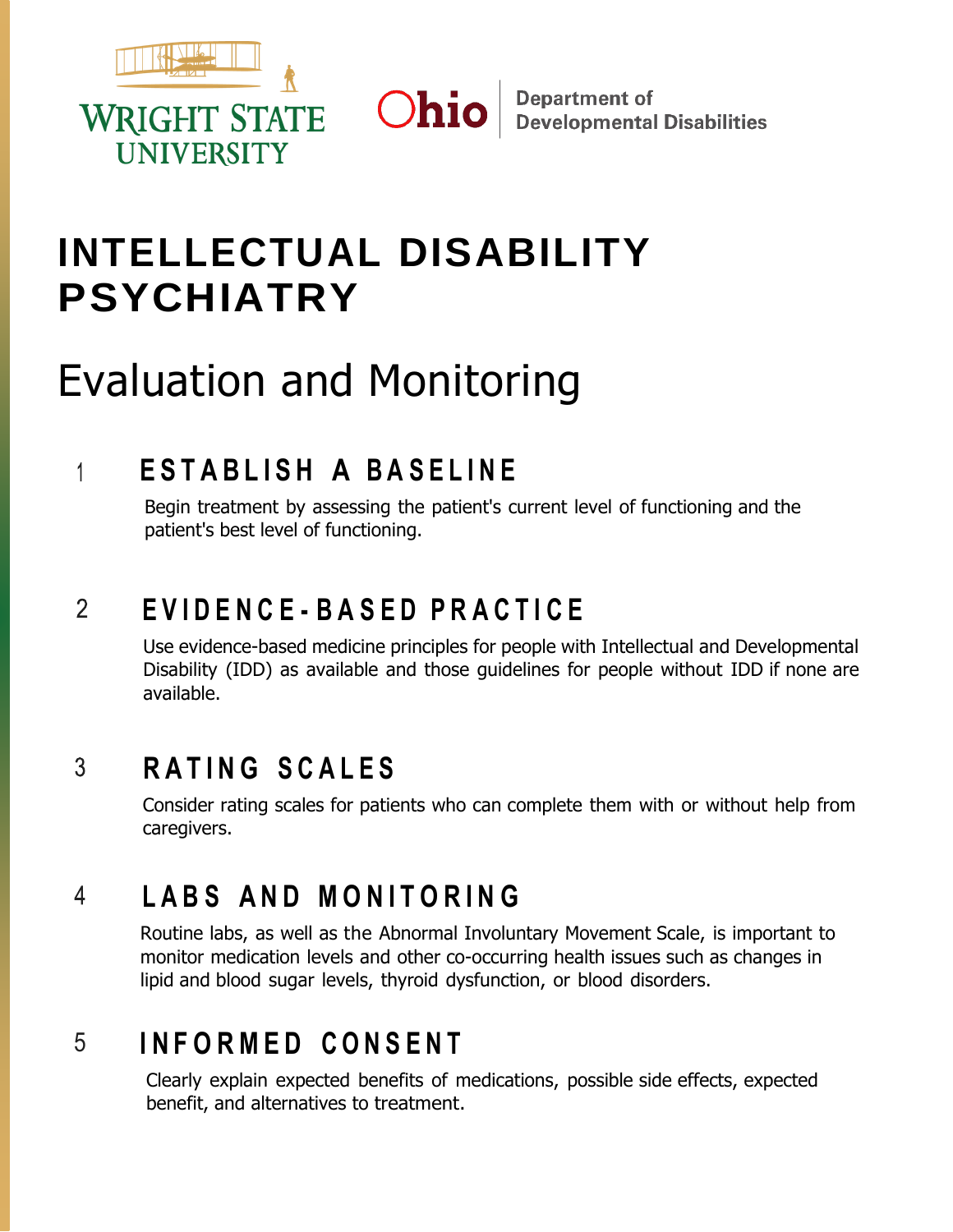Wright State University

Ohio Department of Developmental Disabilities

# INTELLECTUAL DISABILITY PSYCHIATRY

## Evaluation and Monitoring

### 1 ESTABLISH A BASELINE

Begin treatment by assessing the patient's current level of functioning and the patient's best level of functioning.

### 2 EVIDENCE-BASED PRACTICE

Use evidence-based medicine principles for people with Intellectual and Developmental Disability (IDD) as available and those guidelines for people without IDD if none are available.

### 3 RATING SCALES

Consider rating scales for patients who can complete them with or without help from caregivers.

### 4 LABS AND MONITORING

Routine labs, as well as the Abnormal Involuntary Movement Scale, is important to monitor medication levels and other co-occurring health issues such as changes in lipid and blood sugar levels, thyroid dysfunction, or blood disorders.

### 5 INFORMED CONSENT

Clearly explain expected benefits of medications, possible side effects, expected benefit, and alternatives to treatment.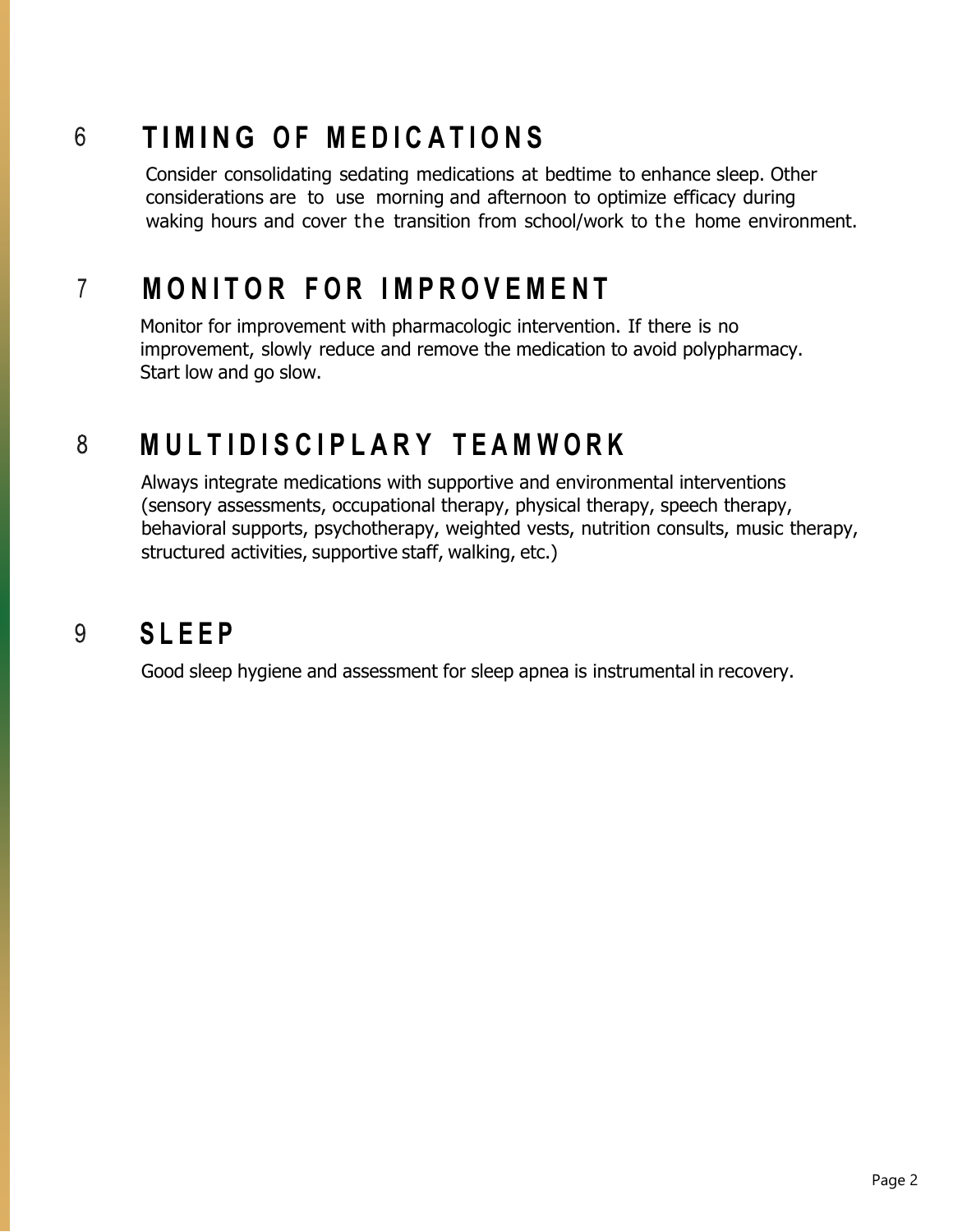## 6 TIMING OF MEDICATIONS

Consider consolidating sedating medications at bedtime to enhance sleep. Other considerations are to use morning and afternoon to optimize efficacy during waking hours and cover the transition from school/work to the home environment.

## 7 MONITOR FOR IMPROVEMENT

Monitor for improvement with pharmacologic intervention. If there is no improvement, slowly reduce and remove the medication to avoid polypharmacy. Start low and go slow.

## 8 MULTIDISCIPLARY TEAMWORK

Always integrate medications with supportive and environmental interventions (sensory assessments, occupational therapy, physical therapy, speech therapy, behavioral supports, psychotherapy, weighted vests, nutrition consults, music therapy, structured activities, supportive staff, walking, etc.)

## 9 SLEEP

Good sleep hygiene and assessment for sleep apnea is instrumental in recovery.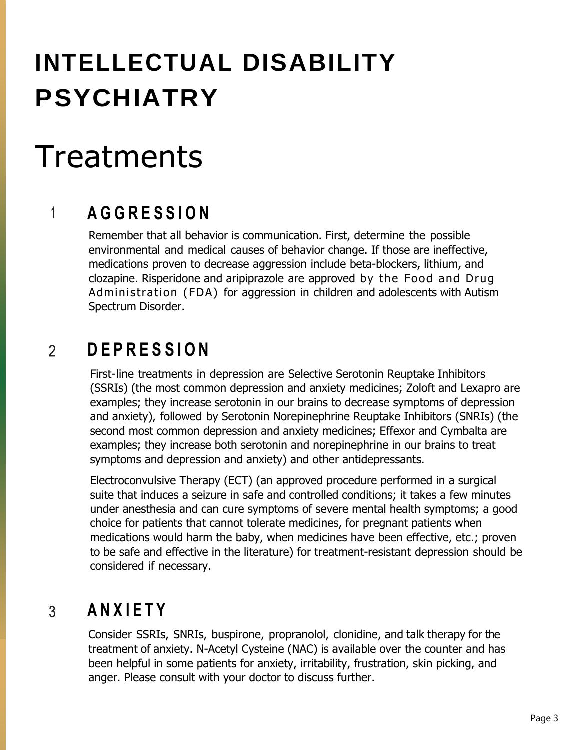# INTELLECTUAL DISABILITY PSYCHIATRY

# Treatments

## 1 AGGRESSION

Remember that all behavior is communication. First, determine the possible environmental and medical causes of behavior change. If those are ineffective, medications proven to decrease aggression include beta-blockers, lithium, and clozapine. Risperidone and aripiprazole are approved by the Food and Drug Administration (FDA) for aggression in children and adolescents with Autism Spectrum Disorder.

## 2 DEPRESSION

First-line treatments in depression are Selective Serotonin Reuptake Inhibitors (SSRIs) (the most common depression and anxiety medicines; Zoloft and Lexapro are examples; they increase serotonin in our brains to decrease symptoms of depression and anxiety), followed by Serotonin Norepinephrine Reuptake Inhibitors (SNRIs) (the second most common depression and anxiety medicines; Effexor and Cymbalta are examples; they increase both serotonin and norepinephrine in our brains to treat symptoms and depression and anxiety) and other antidepressants.

Electroconvulsive Therapy (ECT) (an approved procedure performed in a surgical suite that induces a seizure in safe and controlled conditions; it takes a few minutes under anesthesia and can cure symptoms of severe mental health symptoms; a good choice for patients that cannot tolerate medicines, for pregnant patients when medications would harm the baby, when medicines have been effective, etc.; proven to be safe and effective in the literature) for treatment-resistant depression should be considered if necessary.

## 3 ANXIETY

Consider SSRIs, SNRIs, buspirone, propranolol, clonidine, and talk therapy for the treatment of anxiety. N-Acetyl Cysteine (NAC) is available over the counter and has been helpful in some patients for anxiety, irritability, frustration, skin picking, and anger. Please consult with your doctor to discuss further.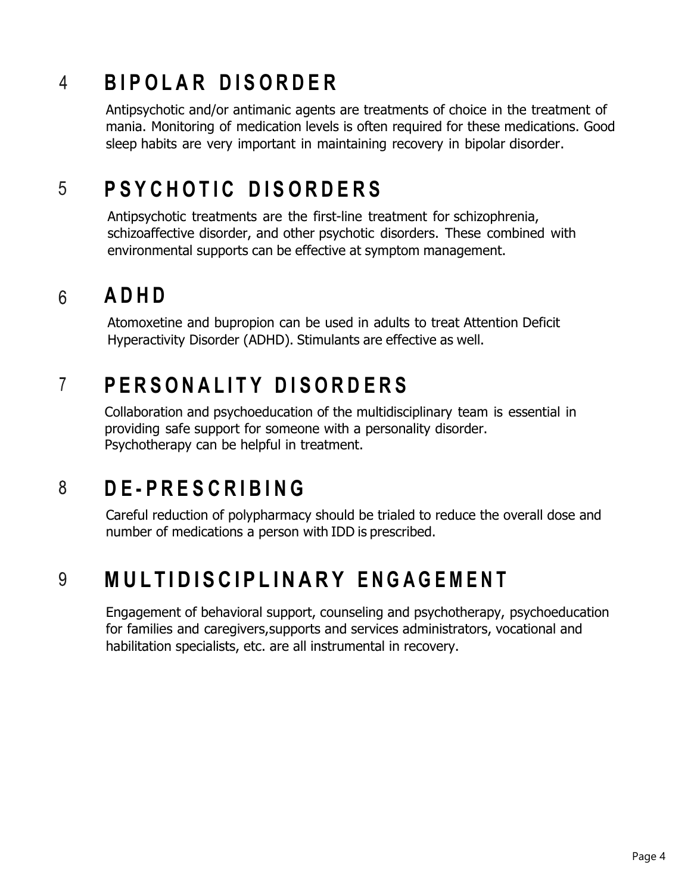## 4 BIPOLAR DISORDER

Antipsychotic and/or antimanic agents are treatments of choice in the treatment of mania. Monitoring of medication levels is often required for these medications. Good sleep habits are very important in maintaining recovery in bipolar disorder.

## 5 PSYCHOTIC DISORDERS

Antipsychotic treatments are the first-line treatment for schizophrenia, schizoaffective disorder, and other psychotic disorders. These combined with environmental supports can be effective at symptom management.

## 6 ADHD

Atomoxetine and bupropion can be used in adults to treat Attention Deficit Hyperactivity Disorder (ADHD). Stimulants are effective as well.

## 7 PERSONALITY DISORDERS

Collaboration and psychoeducation of the multidisciplinary team is essential in providing safe support for someone with a personality disorder. Psychotherapy can be helpful in treatment.

## 8 DE-PRESCRIBING

Careful reduction of polypharmacy should be trialed to reduce the overall dose and number of medications a person with IDD is prescribed.

## 9 MULTIDISCIPLINARY ENGAGEMENT

Engagement of behavioral support, counseling and psychotherapy, psychoeducation for families and caregivers,supports and services administrators, vocational and habilitation specialists, etc. are all instrumental in recovery.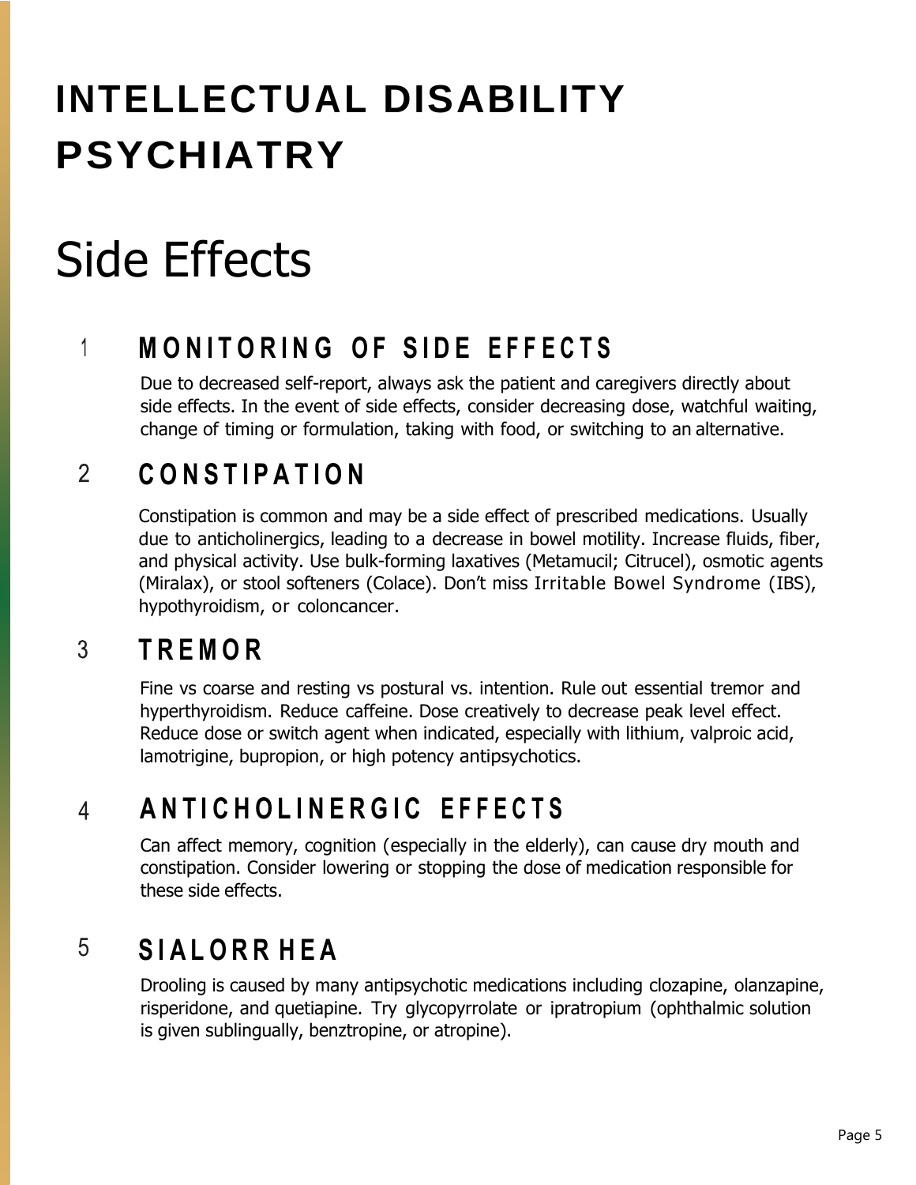# INTELLECTUAL DISABILITY PSYCHIATRY

# Side Effects

## 1 MONITORING OF SIDE EFFECTS

Due to decreased self-report, always ask the patient and caregivers directly about side effects. In the event of side effects, consider decreasing dose, watchful waiting, change of timing or formulation, taking with food, or switching to an alternative.

## 2 CONSTIPATION

Constipation is common and may be a side effect of prescribed medications. Usually due to anticholinergics, leading to a decrease in bowel motility. Increase fluids, fiber, and physical activity. Use bulk-forming laxatives (Metamucil; Citrucel), osmotic agents (Miralax), or stool softeners (Colace). Don't miss Irritable Bowel Syndrome (IBS), hypothyroidism, or coloncancer.

## 3 TREMOR

Fine vs coarse and resting vs postural vs. intention. Rule out essential tremor and hyperthyroidism. Reduce caffeine. Dose creatively to decrease peak level effect. Reduce dose or switch agent when indicated, especially with lithium, valproic acid, lamotrigine, bupropion, or high potency antipsychotics.

## 4 ANTICHOLINERGIC EFFECTS

Can affect memory, cognition (especially in the elderly), can cause dry mouth and constipation. Consider lowering or stopping the dose of medication responsible for these side effects.

## 5 SIALORRHEA

Drooling is caused by many antipsychotic medications including clozapine, olanzapine, risperidone, and quetiapine. Try glycopyrrolate or ipratropium (ophthalmic solution is given sublingually, benztropine, or atropine).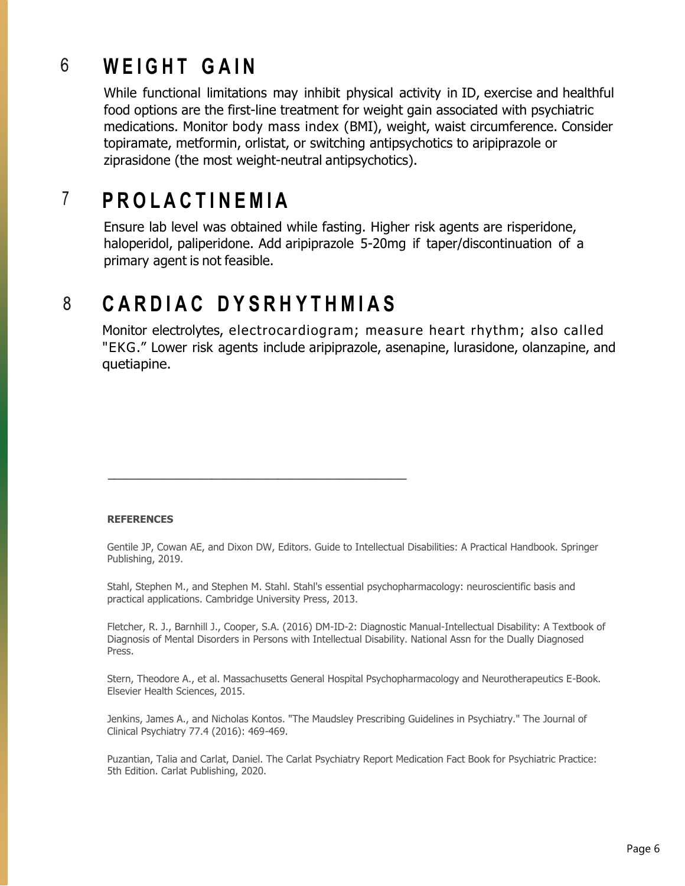## 6 WEIGHT GAIN

While functional limitations may inhibit physical activity in ID, exercise and healthful food options are the first-line treatment for weight gain associated with psychiatric medications. Monitor body mass index (BMI), weight, waist circumference. Consider topiramate, metformin, orlistat, or switching antipsychotics to aripiprazole or ziprasidone (the most weight-neutral antipsychotics).

## 7 PROLACTINEMIA

Ensure lab level was obtained while fasting. Higher risk agents are risperidone, haloperidol, paliperidone. Add aripiprazole 5-20mg if taper/discontinuation of a primary agent is not feasible.

## 8 CARDIAC DYSRHYTHMIAS

Monitor electrolytes, electrocardiogram; measure heart rhythm; also called "EKG." Lower risk agents include aripiprazole, asenapine, lurasidone, olanzapine, and quetiapine.

---

**REFERENCES**

Gentile JP, Cowan AE, and Dixon DW, Editors. Guide to Intellectual Disabilities: A Practical Handbook. Springer Publishing, 2019.

Stahl, Stephen M., and Stephen M. Stahl. Stahl's essential psychopharmacology: neuroscientific basis and practical applications. Cambridge University Press, 2013.

Fletcher, R. J., Barnhill J., Cooper, S.A. (2016) DM-ID-2: Diagnostic Manual-Intellectual Disability: A Textbook of Diagnosis of Mental Disorders in Persons with Intellectual Disability. National Assn for the Dually Diagnosed Press.

Stern, Theodore A., et al. Massachusetts General Hospital Psychopharmacology and Neurotherapeutics E-Book. Elsevier Health Sciences, 2015.

Jenkins, James A., and Nicholas Kontos. "The Maudsley Prescribing Guidelines in Psychiatry." The Journal of Clinical Psychiatry 77.4 (2016): 469-469.

Puzantian, Talia and Carlat, Daniel. The Carlat Psychiatry Report Medication Fact Book for Psychiatric Practice: 5th Edition. Carlat Publishing, 2020.